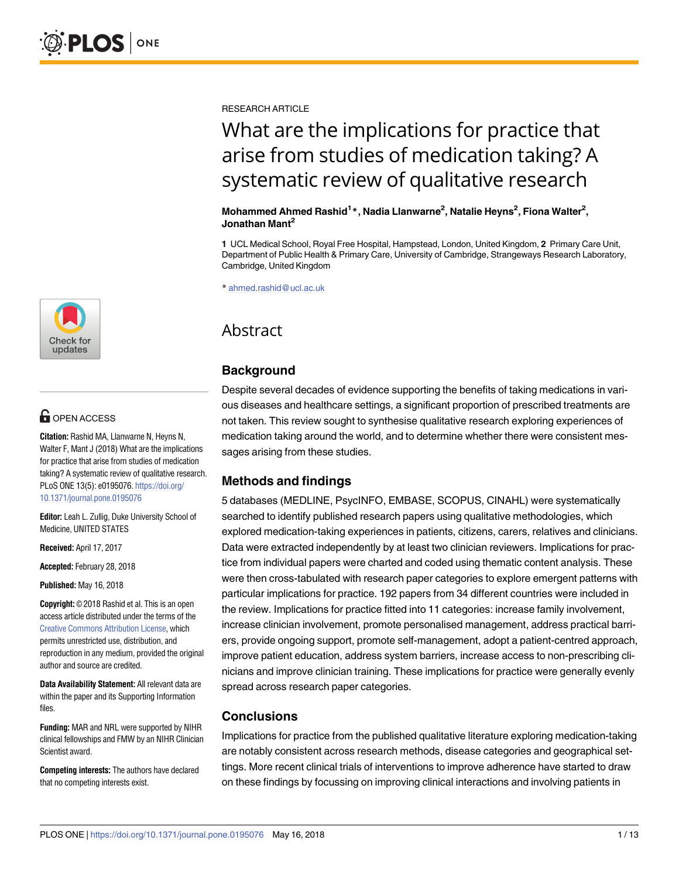RESEARCH ARTICLE

# What are the implications for practice that arise from studies of medication taking? A systematic review of qualitative research

**Mohammed Ahmed Rashid[1]*, Nadia Llanwarne[2], Natalie Heyns[2], Fiona Walter[2], Jonathan Mant[2]**

**1** UCL Medical School, Royal Free Hospital, Hampstead, London, United Kingdom, **2** Primary Care Unit, Department of Public Health & Primary Care, University of Cambridge, Strangeways Research Laboratory, Cambridge, United Kingdom

* ahmed.rashid@ucl.ac.uk

OPEN ACCESS

**Citation:** Rashid MA, Llanwarne N, Heyns N, Walter F, Mant J (2018) What are the implications for practice that arise from studies of medication taking? A systematic review of qualitative research. PLoS ONE 13(5): e0195076. https://doi.org/10.1371/journal.pone.0195076

**Editor:** Leah L. Zullig, Duke University School of Medicine, UNITED STATES

**Received:** April 17, 2017

**Accepted:** February 28, 2018

**Published:** May 16, 2018

**Copyright:** © 2018 Rashid et al. This is an open access article distributed under the terms of the Creative Commons Attribution License, which permits unrestricted use, distribution, and reproduction in any medium, provided the original author and source are credited.

**Data Availability Statement:** All relevant data are within the paper and its Supporting Information files.

**Funding:** MAR and NRL were supported by NIHR clinical fellowships and FMW by an NIHR Clinician Scientist award.

**Competing interests:** The authors have declared that no competing interests exist.

## Abstract

### Background

Despite several decades of evidence supporting the benefits of taking medications in various diseases and healthcare settings, a significant proportion of prescribed treatments are not taken. This review sought to synthesise qualitative research exploring experiences of medication taking around the world, and to determine whether there were consistent messages arising from these studies.

### Methods and findings

5 databases (MEDLINE, PsycINFO, EMBASE, SCOPUS, CINAHL) were systematically searched to identify published research papers using qualitative methodologies, which explored medication-taking experiences in patients, citizens, carers, relatives and clinicians. Data were extracted independently by at least two clinician reviewers. Implications for practice from individual papers were charted and coded using thematic content analysis. These were then cross-tabulated with research paper categories to explore emergent patterns with particular implications for practice. 192 papers from 34 different countries were included in the review. Implications for practice fitted into 11 categories: increase family involvement, increase clinician involvement, promote personalised management, address practical barriers, provide ongoing support, promote self-management, adopt a patient-centred approach, improve patient education, address system barriers, increase access to non-prescribing clinicians and improve clinician training. These implications for practice were generally evenly spread across research paper categories.

### Conclusions

Implications for practice from the published qualitative literature exploring medication-taking are notably consistent across research methods, disease categories and geographical settings. More recent clinical trials of interventions to improve adherence have started to draw on these findings by focussing on improving clinical interactions and involving patients in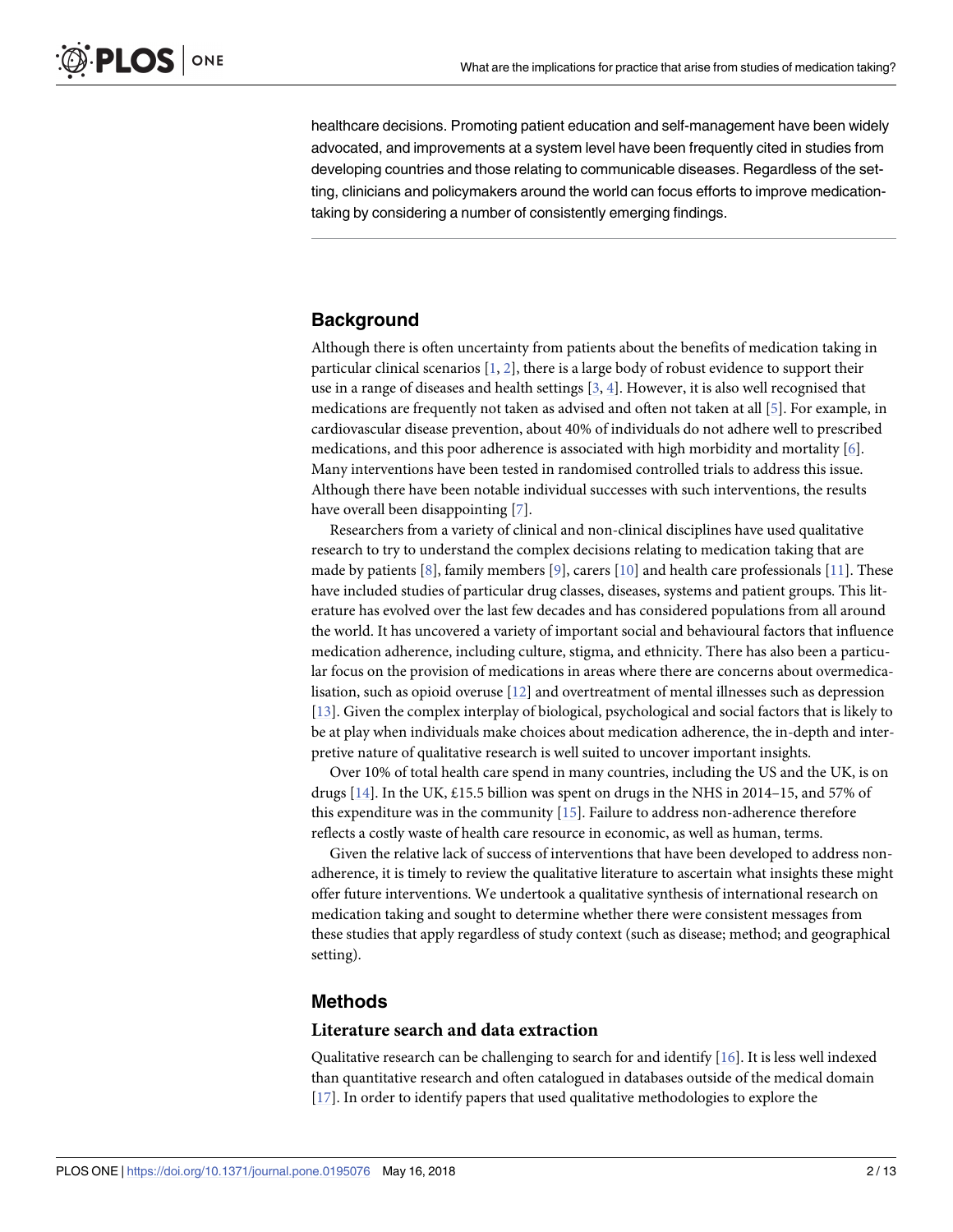healthcare decisions. Promoting patient education and self-management have been widely advocated, and improvements at a system level have been frequently cited in studies from developing countries and those relating to communicable diseases. Regardless of the setting, clinicians and policymakers around the world can focus efforts to improve medication-taking by considering a number of consistently emerging findings.

## Background

Although there is often uncertainty from patients about the benefits of medication taking in particular clinical scenarios [1, 2], there is a large body of robust evidence to support their use in a range of diseases and health settings [3, 4]. However, it is also well recognised that medications are frequently not taken as advised and often not taken at all [5]. For example, in cardiovascular disease prevention, about 40% of individuals do not adhere well to prescribed medications, and this poor adherence is associated with high morbidity and mortality [6]. Many interventions have been tested in randomised controlled trials to address this issue. Although there have been notable individual successes with such interventions, the results have overall been disappointing [7].

Researchers from a variety of clinical and non-clinical disciplines have used qualitative research to try to understand the complex decisions relating to medication taking that are made by patients [8], family members [9], carers [10] and health care professionals [11]. These have included studies of particular drug classes, diseases, systems and patient groups. This literature has evolved over the last few decades and has considered populations from all around the world. It has uncovered a variety of important social and behavioural factors that influence medication adherence, including culture, stigma, and ethnicity. There has also been a particular focus on the provision of medications in areas where there are concerns about overmedicalisation, such as opioid overuse [12] and overtreatment of mental illnesses such as depression [13]. Given the complex interplay of biological, psychological and social factors that is likely to be at play when individuals make choices about medication adherence, the in-depth and interpretive nature of qualitative research is well suited to uncover important insights.

Over 10% of total health care spend in many countries, including the US and the UK, is on drugs [14]. In the UK, £15.5 billion was spent on drugs in the NHS in 2014–15, and 57% of this expenditure was in the community [15]. Failure to address non-adherence therefore reflects a costly waste of health care resource in economic, as well as human, terms.

Given the relative lack of success of interventions that have been developed to address non-adherence, it is timely to review the qualitative literature to ascertain what insights these might offer future interventions. We undertook a qualitative synthesis of international research on medication taking and sought to determine whether there were consistent messages from these studies that apply regardless of study context (such as disease; method; and geographical setting).

## Methods

### Literature search and data extraction

Qualitative research can be challenging to search for and identify [16]. It is less well indexed than quantitative research and often catalogued in databases outside of the medical domain [17]. In order to identify papers that used qualitative methodologies to explore the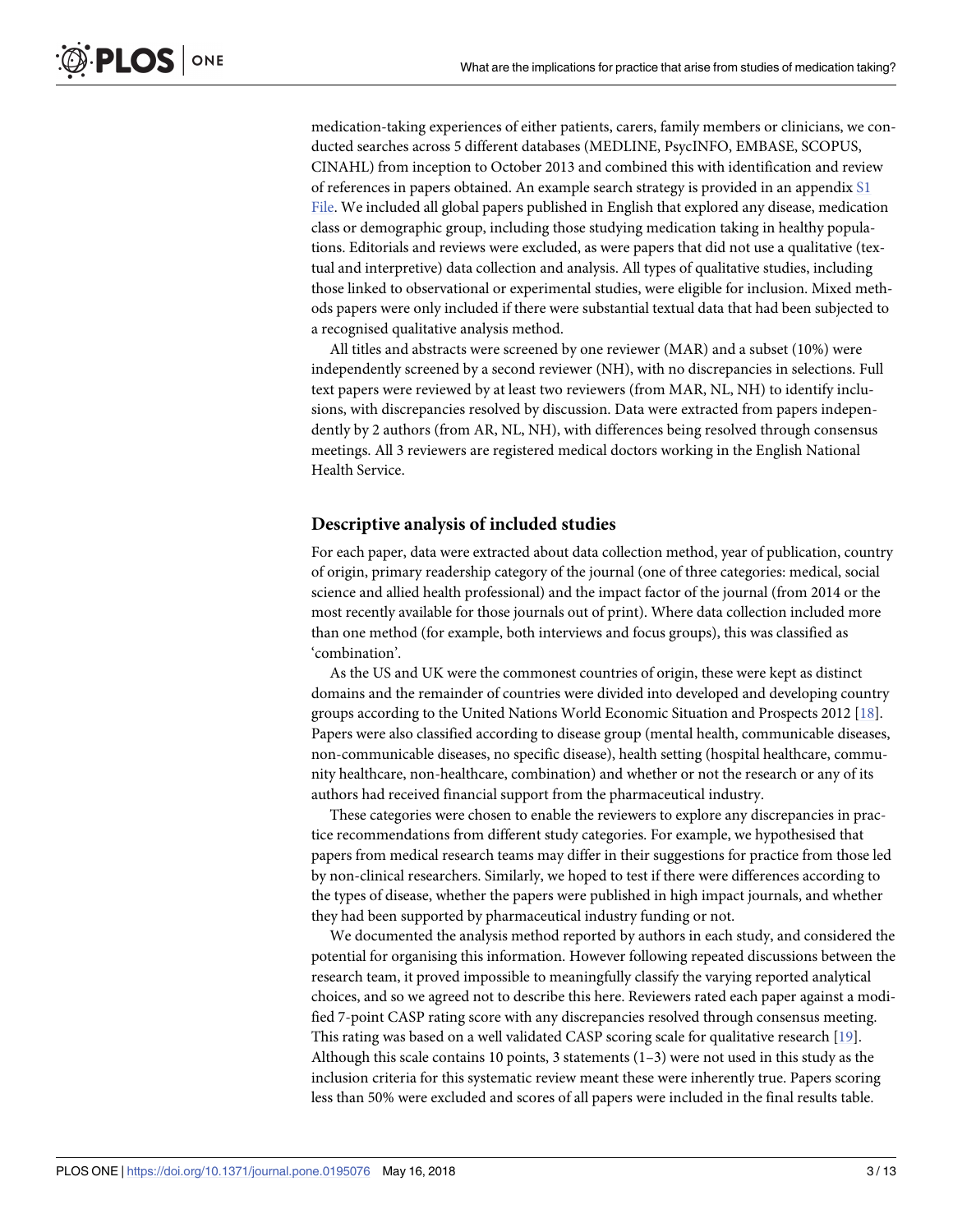medication-taking experiences of either patients, carers, family members or clinicians, we conducted searches across 5 different databases (MEDLINE, PsycINFO, EMBASE, SCOPUS, CINAHL) from inception to October 2013 and combined this with identification and review of references in papers obtained. An example search strategy is provided in an appendix S1 File. We included all global papers published in English that explored any disease, medication class or demographic group, including those studying medication taking in healthy populations. Editorials and reviews were excluded, as were papers that did not use a qualitative (textual and interpretive) data collection and analysis. All types of qualitative studies, including those linked to observational or experimental studies, were eligible for inclusion. Mixed methods papers were only included if there were substantial textual data that had been subjected to a recognised qualitative analysis method.

All titles and abstracts were screened by one reviewer (MAR) and a subset (10%) were independently screened by a second reviewer (NH), with no discrepancies in selections. Full text papers were reviewed by at least two reviewers (from MAR, NL, NH) to identify inclusions, with discrepancies resolved by discussion. Data were extracted from papers independently by 2 authors (from AR, NL, NH), with differences being resolved through consensus meetings. All 3 reviewers are registered medical doctors working in the English National Health Service.

## Descriptive analysis of included studies

For each paper, data were extracted about data collection method, year of publication, country of origin, primary readership category of the journal (one of three categories: medical, social science and allied health professional) and the impact factor of the journal (from 2014 or the most recently available for those journals out of print). Where data collection included more than one method (for example, both interviews and focus groups), this was classified as 'combination'.

As the US and UK were the commonest countries of origin, these were kept as distinct domains and the remainder of countries were divided into developed and developing country groups according to the United Nations World Economic Situation and Prospects 2012 [18]. Papers were also classified according to disease group (mental health, communicable diseases, non-communicable diseases, no specific disease), health setting (hospital healthcare, community healthcare, non-healthcare, combination) and whether or not the research or any of its authors had received financial support from the pharmaceutical industry.

These categories were chosen to enable the reviewers to explore any discrepancies in practice recommendations from different study categories. For example, we hypothesised that papers from medical research teams may differ in their suggestions for practice from those led by non-clinical researchers. Similarly, we hoped to test if there were differences according to the types of disease, whether the papers were published in high impact journals, and whether they had been supported by pharmaceutical industry funding or not.

We documented the analysis method reported by authors in each study, and considered the potential for organising this information. However following repeated discussions between the research team, it proved impossible to meaningfully classify the varying reported analytical choices, and so we agreed not to describe this here. Reviewers rated each paper against a modified 7-point CASP rating score with any discrepancies resolved through consensus meeting. This rating was based on a well validated CASP scoring scale for qualitative research [19]. Although this scale contains 10 points, 3 statements (1–3) were not used in this study as the inclusion criteria for this systematic review meant these were inherently true. Papers scoring less than 50% were excluded and scores of all papers were included in the final results table.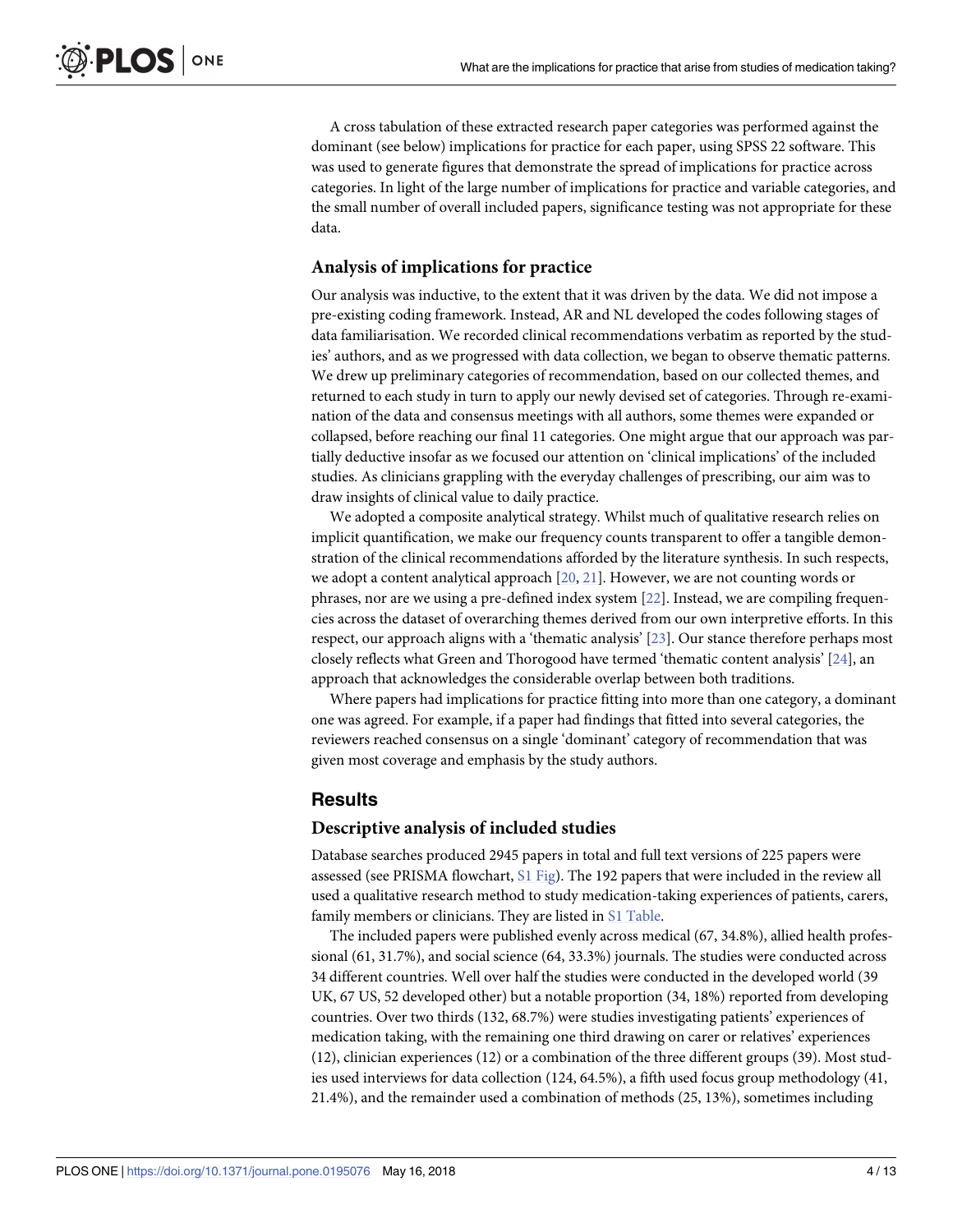A cross tabulation of these extracted research paper categories was performed against the dominant (see below) implications for practice for each paper, using SPSS 22 software. This was used to generate figures that demonstrate the spread of implications for practice across categories. In light of the large number of implications for practice and variable categories, and the small number of overall included papers, significance testing was not appropriate for these data.

### Analysis of implications for practice

Our analysis was inductive, to the extent that it was driven by the data. We did not impose a pre-existing coding framework. Instead, AR and NL developed the codes following stages of data familiarisation. We recorded clinical recommendations verbatim as reported by the studies' authors, and as we progressed with data collection, we began to observe thematic patterns. We drew up preliminary categories of recommendation, based on our collected themes, and returned to each study in turn to apply our newly devised set of categories. Through re-examination of the data and consensus meetings with all authors, some themes were expanded or collapsed, before reaching our final 11 categories. One might argue that our approach was partially deductive insofar as we focused our attention on 'clinical implications' of the included studies. As clinicians grappling with the everyday challenges of prescribing, our aim was to draw insights of clinical value to daily practice.

We adopted a composite analytical strategy. Whilst much of qualitative research relies on implicit quantification, we make our frequency counts transparent to offer a tangible demonstration of the clinical recommendations afforded by the literature synthesis. In such respects, we adopt a content analytical approach [20, 21]. However, we are not counting words or phrases, nor are we using a pre-defined index system [22]. Instead, we are compiling frequencies across the dataset of overarching themes derived from our own interpretive efforts. In this respect, our approach aligns with a 'thematic analysis' [23]. Our stance therefore perhaps most closely reflects what Green and Thorogood have termed 'thematic content analysis' [24], an approach that acknowledges the considerable overlap between both traditions.

Where papers had implications for practice fitting into more than one category, a dominant one was agreed. For example, if a paper had findings that fitted into several categories, the reviewers reached consensus on a single 'dominant' category of recommendation that was given most coverage and emphasis by the study authors.

## Results

### Descriptive analysis of included studies

Database searches produced 2945 papers in total and full text versions of 225 papers were assessed (see PRISMA flowchart, S1 Fig). The 192 papers that were included in the review all used a qualitative research method to study medication-taking experiences of patients, carers, family members or clinicians. They are listed in S1 Table.

The included papers were published evenly across medical (67, 34.8%), allied health professional (61, 31.7%), and social science (64, 33.3%) journals. The studies were conducted across 34 different countries. Well over half the studies were conducted in the developed world (39 UK, 67 US, 52 developed other) but a notable proportion (34, 18%) reported from developing countries. Over two thirds (132, 68.7%) were studies investigating patients' experiences of medication taking, with the remaining one third drawing on carer or relatives' experiences (12), clinician experiences (12) or a combination of the three different groups (39). Most studies used interviews for data collection (124, 64.5%), a fifth used focus group methodology (41, 21.4%), and the remainder used a combination of methods (25, 13%), sometimes including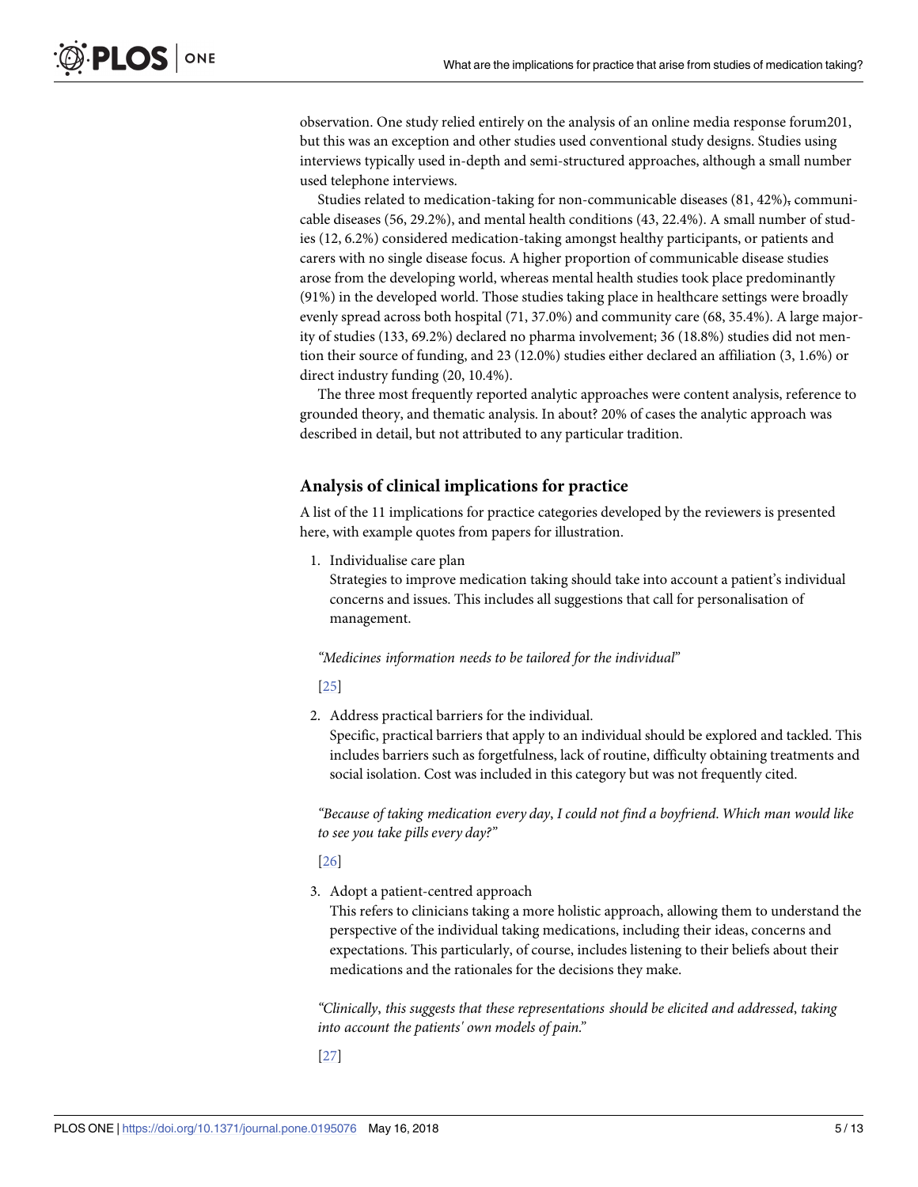observation. One study relied entirely on the analysis of an online media response forum201, but this was an exception and other studies used conventional study designs. Studies using interviews typically used in-depth and semi-structured approaches, although a small number used telephone interviews.

Studies related to medication-taking for non-communicable diseases (81, 42%), communicable diseases (56, 29.2%), and mental health conditions (43, 22.4%). A small number of studies (12, 6.2%) considered medication-taking amongst healthy participants, or patients and carers with no single disease focus. A higher proportion of communicable disease studies arose from the developing world, whereas mental health studies took place predominantly (91%) in the developed world. Those studies taking place in healthcare settings were broadly evenly spread across both hospital (71, 37.0%) and community care (68, 35.4%). A large majority of studies (133, 69.2%) declared no pharma involvement; 36 (18.8%) studies did not mention their source of funding, and 23 (12.0%) studies either declared an affiliation (3, 1.6%) or direct industry funding (20, 10.4%).

The three most frequently reported analytic approaches were content analysis, reference to grounded theory, and thematic analysis. In about? 20% of cases the analytic approach was described in detail, but not attributed to any particular tradition.

## Analysis of clinical implications for practice

A list of the 11 implications for practice categories developed by the reviewers is presented here, with example quotes from papers for illustration.

1. Individualise care plan
   Strategies to improve medication taking should take into account a patient's individual concerns and issues. This includes all suggestions that call for personalisation of management.

*"Medicines information needs to be tailored for the individual"*

[25]

2. Address practical barriers for the individual.
   Specific, practical barriers that apply to an individual should be explored and tackled. This includes barriers such as forgetfulness, lack of routine, difficulty obtaining treatments and social isolation. Cost was included in this category but was not frequently cited.

*"Because of taking medication every day, I could not find a boyfriend. Which man would like to see you take pills every day?"*

[26]

3. Adopt a patient-centred approach
   This refers to clinicians taking a more holistic approach, allowing them to understand the perspective of the individual taking medications, including their ideas, concerns and expectations. This particularly, of course, includes listening to their beliefs about their medications and the rationales for the decisions they make.

*"Clinically, this suggests that these representations should be elicited and addressed, taking into account the patients' own models of pain."*

[27]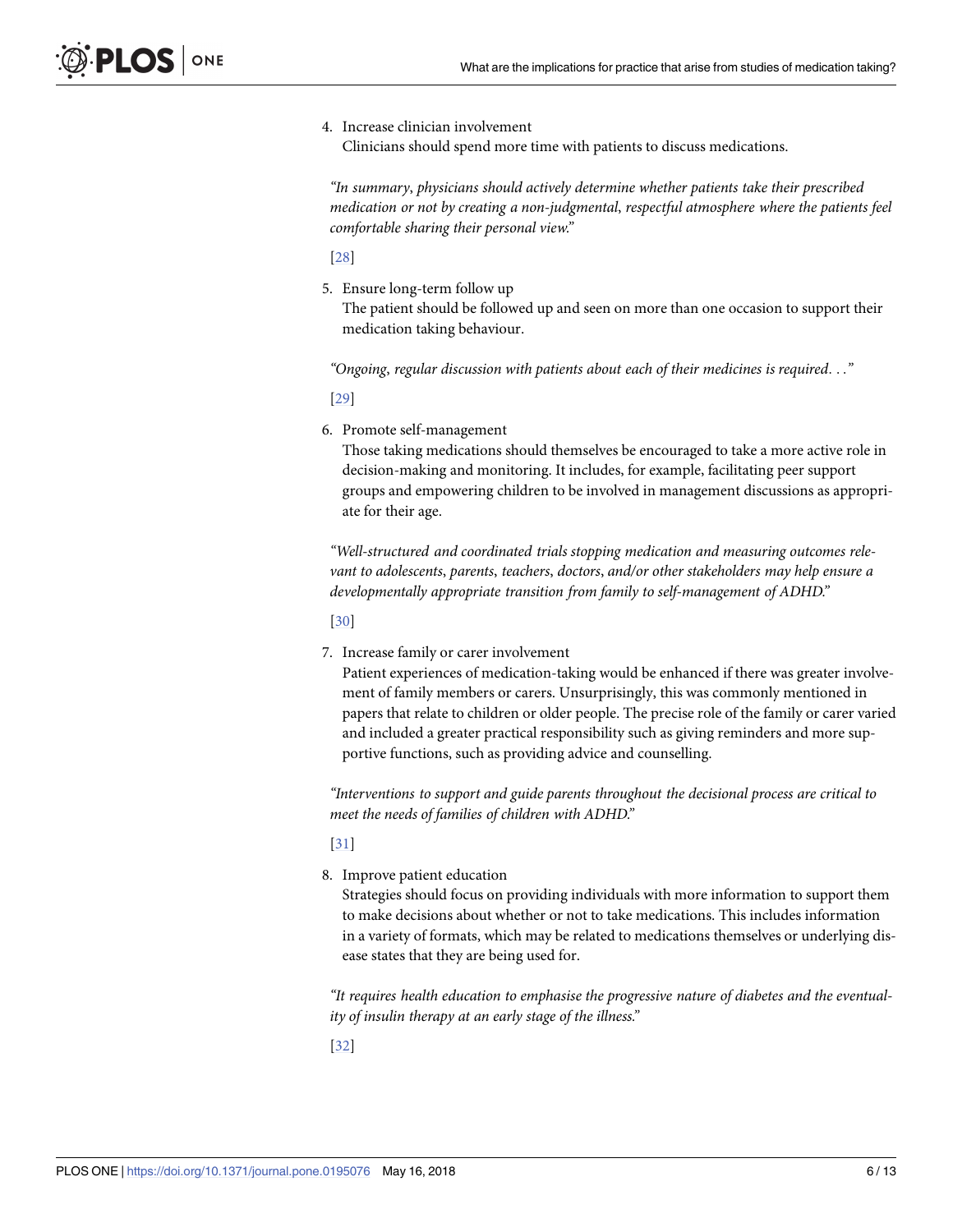4. Increase clinician involvement
   Clinicians should spend more time with patients to discuss medications.

*"In summary, physicians should actively determine whether patients take their prescribed medication or not by creating a non-judgmental, respectful atmosphere where the patients feel comfortable sharing their personal view."*

[28]

5. Ensure long-term follow up
   The patient should be followed up and seen on more than one occasion to support their medication taking behaviour.

*"Ongoing, regular discussion with patients about each of their medicines is required. . ."*

[29]

6. Promote self-management
   Those taking medications should themselves be encouraged to take a more active role in decision-making and monitoring. It includes, for example, facilitating peer support groups and empowering children to be involved in management discussions as appropriate for their age.

*"Well-structured and coordinated trials stopping medication and measuring outcomes relevant to adolescents, parents, teachers, doctors, and/or other stakeholders may help ensure a developmentally appropriate transition from family to self-management of ADHD."*

[30]

7. Increase family or carer involvement
   Patient experiences of medication-taking would be enhanced if there was greater involvement of family members or carers. Unsurprisingly, this was commonly mentioned in papers that relate to children or older people. The precise role of the family or carer varied and included a greater practical responsibility such as giving reminders and more supportive functions, such as providing advice and counselling.

*"Interventions to support and guide parents throughout the decisional process are critical to meet the needs of families of children with ADHD."*

[31]

8. Improve patient education
   Strategies should focus on providing individuals with more information to support them to make decisions about whether or not to take medications. This includes information in a variety of formats, which may be related to medications themselves or underlying disease states that they are being used for.

*"It requires health education to emphasise the progressive nature of diabetes and the eventuality of insulin therapy at an early stage of the illness."*

[32]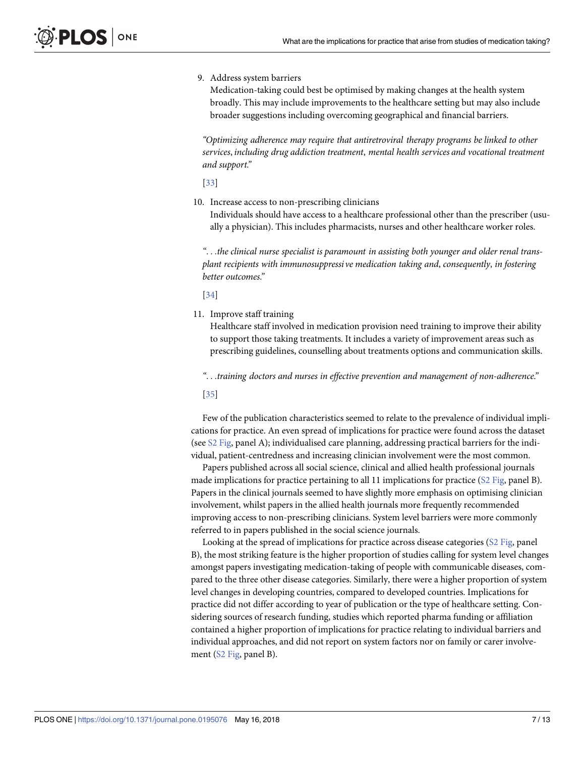9. Address system barriers
   Medication-taking could best be optimised by making changes at the health system broadly. This may include improvements to the healthcare setting but may also include broader suggestions including overcoming geographical and financial barriers.

*"Optimizing adherence may require that antiretroviral therapy programs be linked to other services, including drug addiction treatment, mental health services and vocational treatment and support."*

[33]

10. Increase access to non-prescribing clinicians
    Individuals should have access to a healthcare professional other than the prescriber (usually a physician). This includes pharmacists, nurses and other healthcare worker roles.

*". . .the clinical nurse specialist is paramount in assisting both younger and older renal transplant recipients with immunosuppressi ve medication taking and, consequently, in fostering better outcomes."*

[34]

11. Improve staff training
    Healthcare staff involved in medication provision need training to improve their ability to support those taking treatments. It includes a variety of improvement areas such as prescribing guidelines, counselling about treatments options and communication skills.

*". . .training doctors and nurses in effective prevention and management of non-adherence."*

[35]

Few of the publication characteristics seemed to relate to the prevalence of individual implications for practice. An even spread of implications for practice were found across the dataset (see S2 Fig, panel A); individualised care planning, addressing practical barriers for the individual, patient-centredness and increasing clinician involvement were the most common.

Papers published across all social science, clinical and allied health professional journals made implications for practice pertaining to all 11 implications for practice (S2 Fig, panel B). Papers in the clinical journals seemed to have slightly more emphasis on optimising clinician involvement, whilst papers in the allied health journals more frequently recommended improving access to non-prescribing clinicians. System level barriers were more commonly referred to in papers published in the social science journals.

Looking at the spread of implications for practice across disease categories (S2 Fig, panel B), the most striking feature is the higher proportion of studies calling for system level changes amongst papers investigating medication-taking of people with communicable diseases, compared to the three other disease categories. Similarly, there were a higher proportion of system level changes in developing countries, compared to developed countries. Implications for practice did not differ according to year of publication or the type of healthcare setting. Considering sources of research funding, studies which reported pharma funding or affiliation contained a higher proportion of implications for practice relating to individual barriers and individual approaches, and did not report on system factors nor on family or carer involvement (S2 Fig, panel B).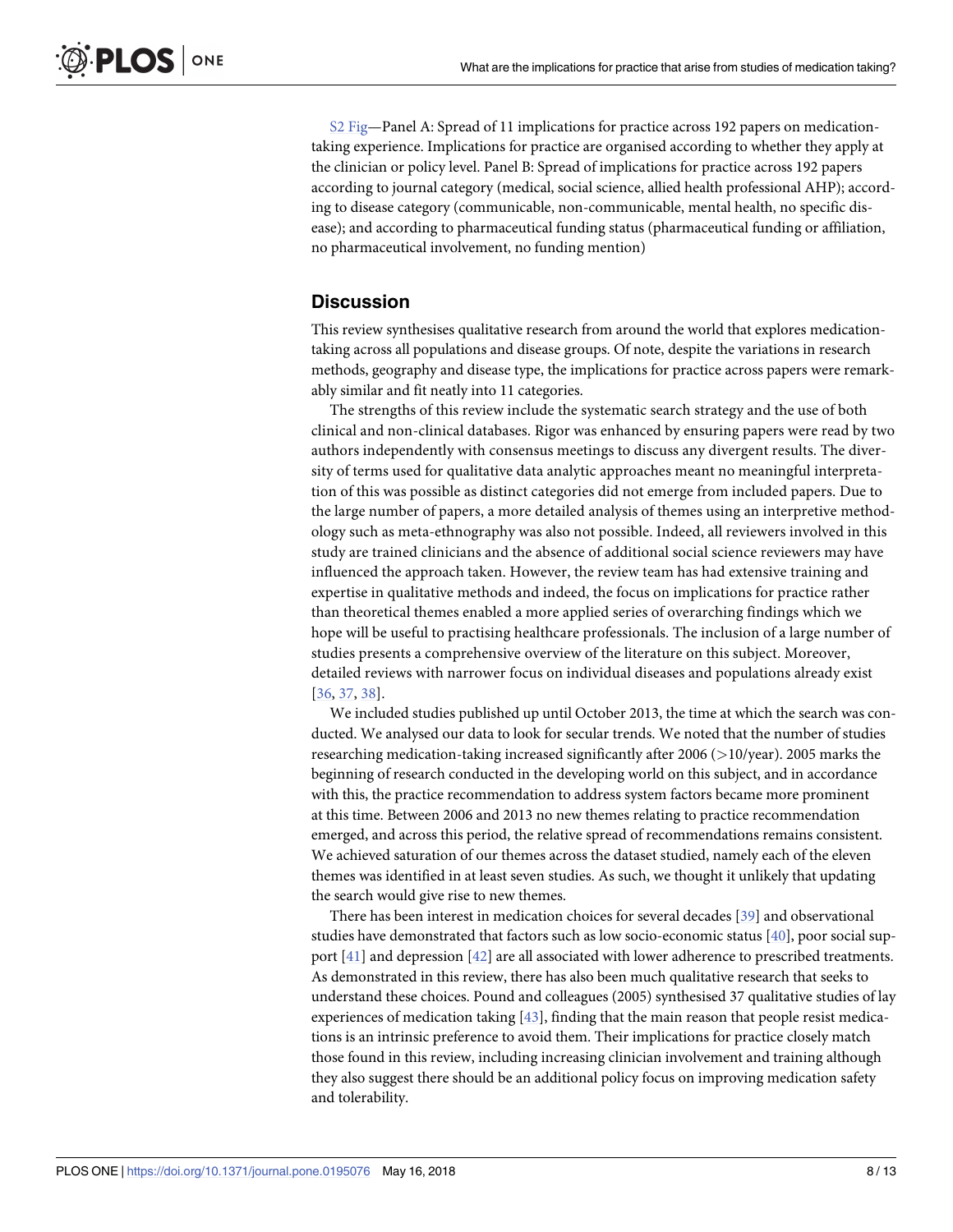S2 Fig—Panel A: Spread of 11 implications for practice across 192 papers on medication-taking experience. Implications for practice are organised according to whether they apply at the clinician or policy level. Panel B: Spread of implications for practice across 192 papers according to journal category (medical, social science, allied health professional AHP); according to disease category (communicable, non-communicable, mental health, no specific disease); and according to pharmaceutical funding status (pharmaceutical funding or affiliation, no pharmaceutical involvement, no funding mention)

## Discussion

This review synthesises qualitative research from around the world that explores medication-taking across all populations and disease groups. Of note, despite the variations in research methods, geography and disease type, the implications for practice across papers were remarkably similar and fit neatly into 11 categories.

The strengths of this review include the systematic search strategy and the use of both clinical and non-clinical databases. Rigor was enhanced by ensuring papers were read by two authors independently with consensus meetings to discuss any divergent results. The diversity of terms used for qualitative data analytic approaches meant no meaningful interpretation of this was possible as distinct categories did not emerge from included papers. Due to the large number of papers, a more detailed analysis of themes using an interpretive methodology such as meta-ethnography was also not possible. Indeed, all reviewers involved in this study are trained clinicians and the absence of additional social science reviewers may have influenced the approach taken. However, the review team has had extensive training and expertise in qualitative methods and indeed, the focus on implications for practice rather than theoretical themes enabled a more applied series of overarching findings which we hope will be useful to practising healthcare professionals. The inclusion of a large number of studies presents a comprehensive overview of the literature on this subject. Moreover, detailed reviews with narrower focus on individual diseases and populations already exist [36, 37, 38].

We included studies published up until October 2013, the time at which the search was conducted. We analysed our data to look for secular trends. We noted that the number of studies researching medication-taking increased significantly after 2006 (>10/year). 2005 marks the beginning of research conducted in the developing world on this subject, and in accordance with this, the practice recommendation to address system factors became more prominent at this time. Between 2006 and 2013 no new themes relating to practice recommendation emerged, and across this period, the relative spread of recommendations remains consistent. We achieved saturation of our themes across the dataset studied, namely each of the eleven themes was identified in at least seven studies. As such, we thought it unlikely that updating the search would give rise to new themes.

There has been interest in medication choices for several decades [39] and observational studies have demonstrated that factors such as low socio-economic status [40], poor social support [41] and depression [42] are all associated with lower adherence to prescribed treatments. As demonstrated in this review, there has also been much qualitative research that seeks to understand these choices. Pound and colleagues (2005) synthesised 37 qualitative studies of lay experiences of medication taking [43], finding that the main reason that people resist medications is an intrinsic preference to avoid them. Their implications for practice closely match those found in this review, including increasing clinician involvement and training although they also suggest there should be an additional policy focus on improving medication safety and tolerability.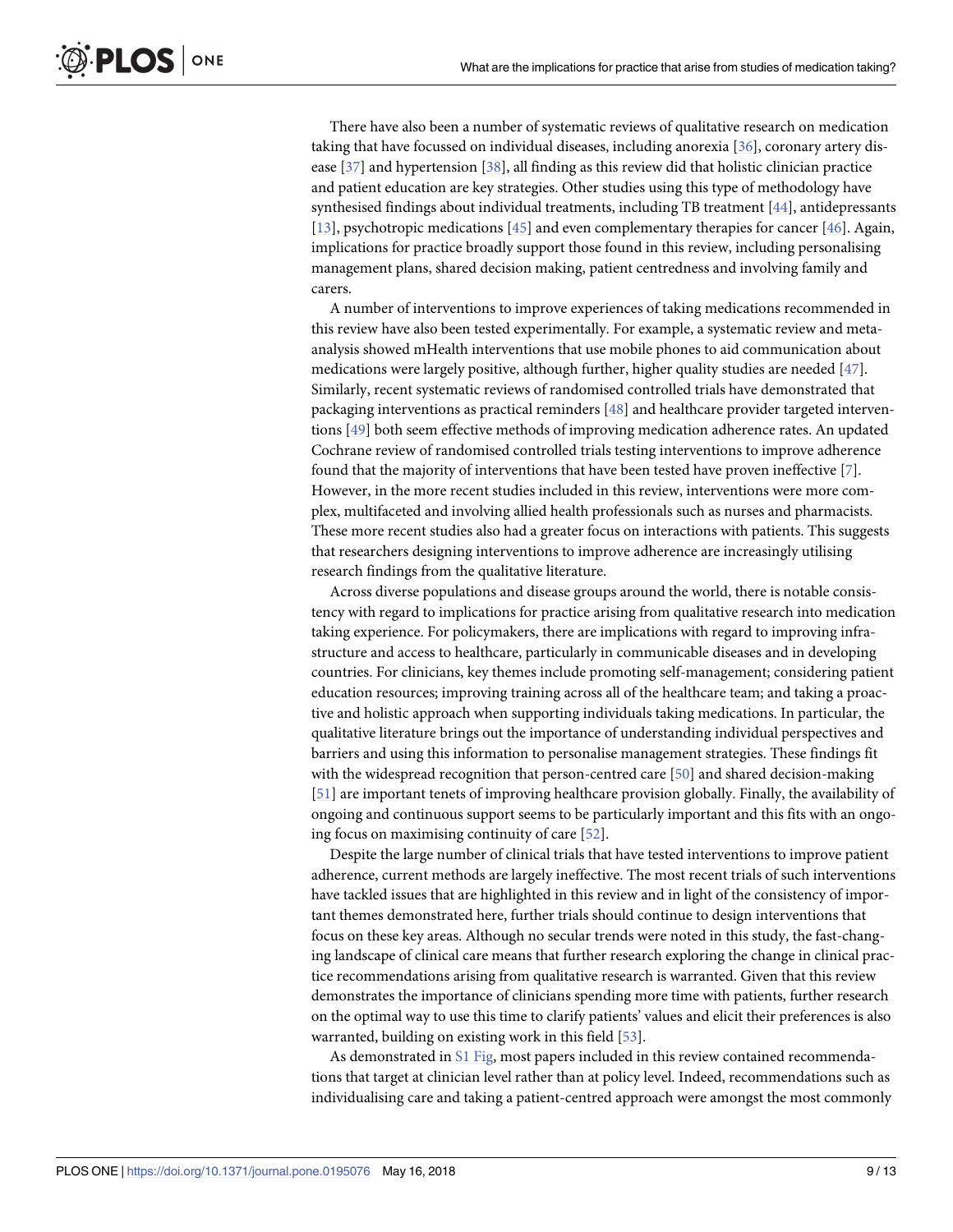There have also been a number of systematic reviews of qualitative research on medication taking that have focussed on individual diseases, including anorexia [36], coronary artery disease [37] and hypertension [38], all finding as this review did that holistic clinician practice and patient education are key strategies. Other studies using this type of methodology have synthesised findings about individual treatments, including TB treatment [44], antidepressants [13], psychotropic medications [45] and even complementary therapies for cancer [46]. Again, implications for practice broadly support those found in this review, including personalising management plans, shared decision making, patient centredness and involving family and carers.

A number of interventions to improve experiences of taking medications recommended in this review have also been tested experimentally. For example, a systematic review and meta-analysis showed mHealth interventions that use mobile phones to aid communication about medications were largely positive, although further, higher quality studies are needed [47]. Similarly, recent systematic reviews of randomised controlled trials have demonstrated that packaging interventions as practical reminders [48] and healthcare provider targeted interventions [49] both seem effective methods of improving medication adherence rates. An updated Cochrane review of randomised controlled trials testing interventions to improve adherence found that the majority of interventions that have been tested have proven ineffective [7]. However, in the more recent studies included in this review, interventions were more complex, multifaceted and involving allied health professionals such as nurses and pharmacists. These more recent studies also had a greater focus on interactions with patients. This suggests that researchers designing interventions to improve adherence are increasingly utilising research findings from the qualitative literature.

Across diverse populations and disease groups around the world, there is notable consistency with regard to implications for practice arising from qualitative research into medication taking experience. For policymakers, there are implications with regard to improving infrastructure and access to healthcare, particularly in communicable diseases and in developing countries. For clinicians, key themes include promoting self-management; considering patient education resources; improving training across all of the healthcare team; and taking a proactive and holistic approach when supporting individuals taking medications. In particular, the qualitative literature brings out the importance of understanding individual perspectives and barriers and using this information to personalise management strategies. These findings fit with the widespread recognition that person-centred care [50] and shared decision-making [51] are important tenets of improving healthcare provision globally. Finally, the availability of ongoing and continuous support seems to be particularly important and this fits with an ongoing focus on maximising continuity of care [52].

Despite the large number of clinical trials that have tested interventions to improve patient adherence, current methods are largely ineffective. The most recent trials of such interventions have tackled issues that are highlighted in this review and in light of the consistency of important themes demonstrated here, further trials should continue to design interventions that focus on these key areas. Although no secular trends were noted in this study, the fast-changing landscape of clinical care means that further research exploring the change in clinical practice recommendations arising from qualitative research is warranted. Given that this review demonstrates the importance of clinicians spending more time with patients, further research on the optimal way to use this time to clarify patients' values and elicit their preferences is also warranted, building on existing work in this field [53].

As demonstrated in S1 Fig, most papers included in this review contained recommendations that target at clinician level rather than at policy level. Indeed, recommendations such as individualising care and taking a patient-centred approach were amongst the most commonly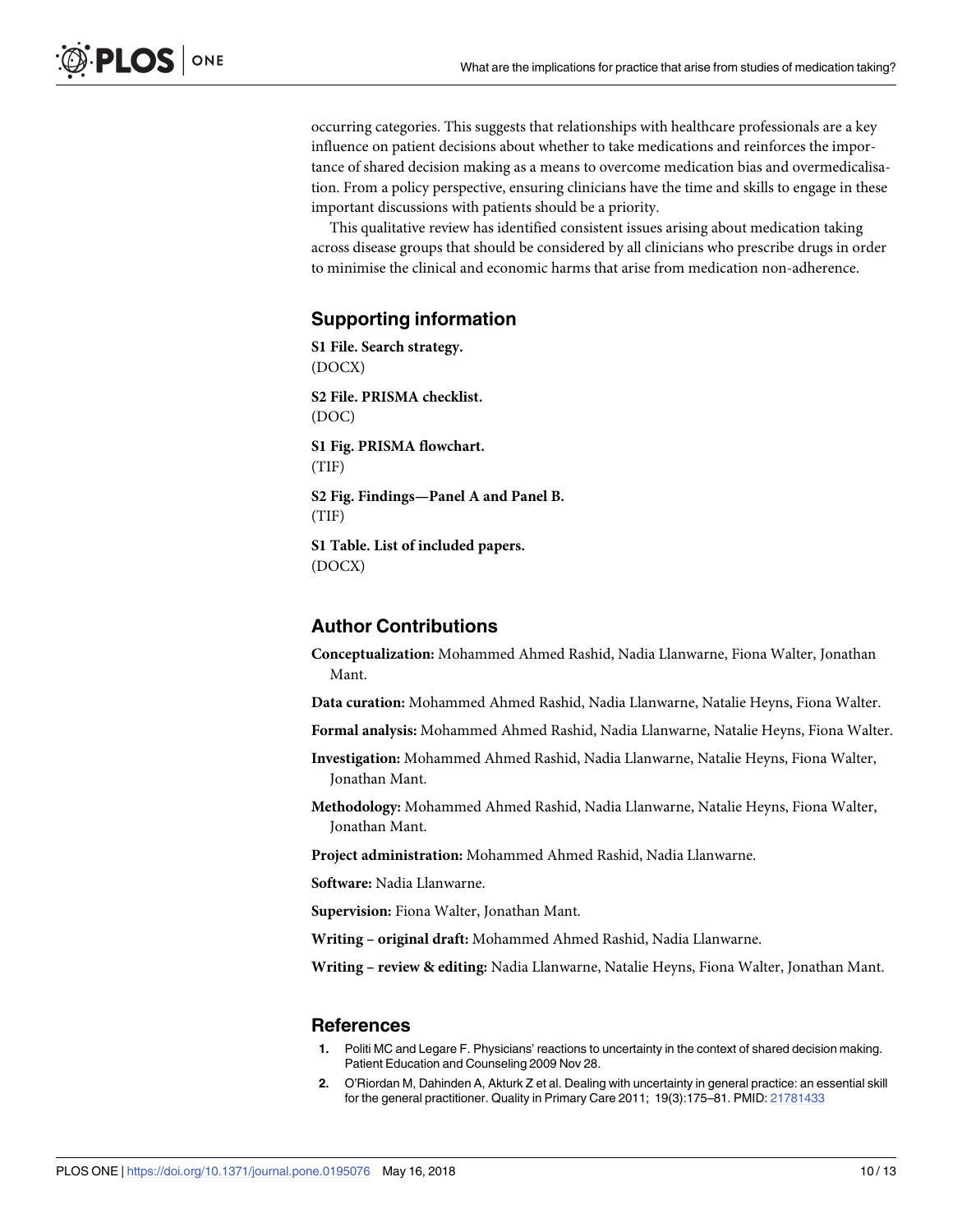occurring categories. This suggests that relationships with healthcare professionals are a key influence on patient decisions about whether to take medications and reinforces the importance of shared decision making as a means to overcome medication bias and overmedicalisation. From a policy perspective, ensuring clinicians have the time and skills to engage in these important discussions with patients should be a priority.

This qualitative review has identified consistent issues arising about medication taking across disease groups that should be considered by all clinicians who prescribe drugs in order to minimise the clinical and economic harms that arise from medication non-adherence.

## Supporting information

**S1 File. Search strategy.**
(DOCX)

**S2 File. PRISMA checklist.**
(DOC)

**S1 Fig. PRISMA flowchart.**
(TIF)

**S2 Fig. Findings—Panel A and Panel B.**
(TIF)

**S1 Table. List of included papers.**
(DOCX)

## Author Contributions

**Conceptualization:** Mohammed Ahmed Rashid, Nadia Llanwarne, Fiona Walter, Jonathan Mant.

**Data curation:** Mohammed Ahmed Rashid, Nadia Llanwarne, Natalie Heyns, Fiona Walter.

**Formal analysis:** Mohammed Ahmed Rashid, Nadia Llanwarne, Natalie Heyns, Fiona Walter.

**Investigation:** Mohammed Ahmed Rashid, Nadia Llanwarne, Natalie Heyns, Fiona Walter, Jonathan Mant.

**Methodology:** Mohammed Ahmed Rashid, Nadia Llanwarne, Natalie Heyns, Fiona Walter, Jonathan Mant.

**Project administration:** Mohammed Ahmed Rashid, Nadia Llanwarne.

**Software:** Nadia Llanwarne.

**Supervision:** Fiona Walter, Jonathan Mant.

**Writing – original draft:** Mohammed Ahmed Rashid, Nadia Llanwarne.

**Writing – review & editing:** Nadia Llanwarne, Natalie Heyns, Fiona Walter, Jonathan Mant.

## References

1. Politi MC and Legare F. Physicians' reactions to uncertainty in the context of shared decision making. Patient Education and Counseling 2009 Nov 28.
2. O'Riordan M, Dahinden A, Akturk Z et al. Dealing with uncertainty in general practice: an essential skill for the general practitioner. Quality in Primary Care 2011; 19(3):175–81. PMID: 21781433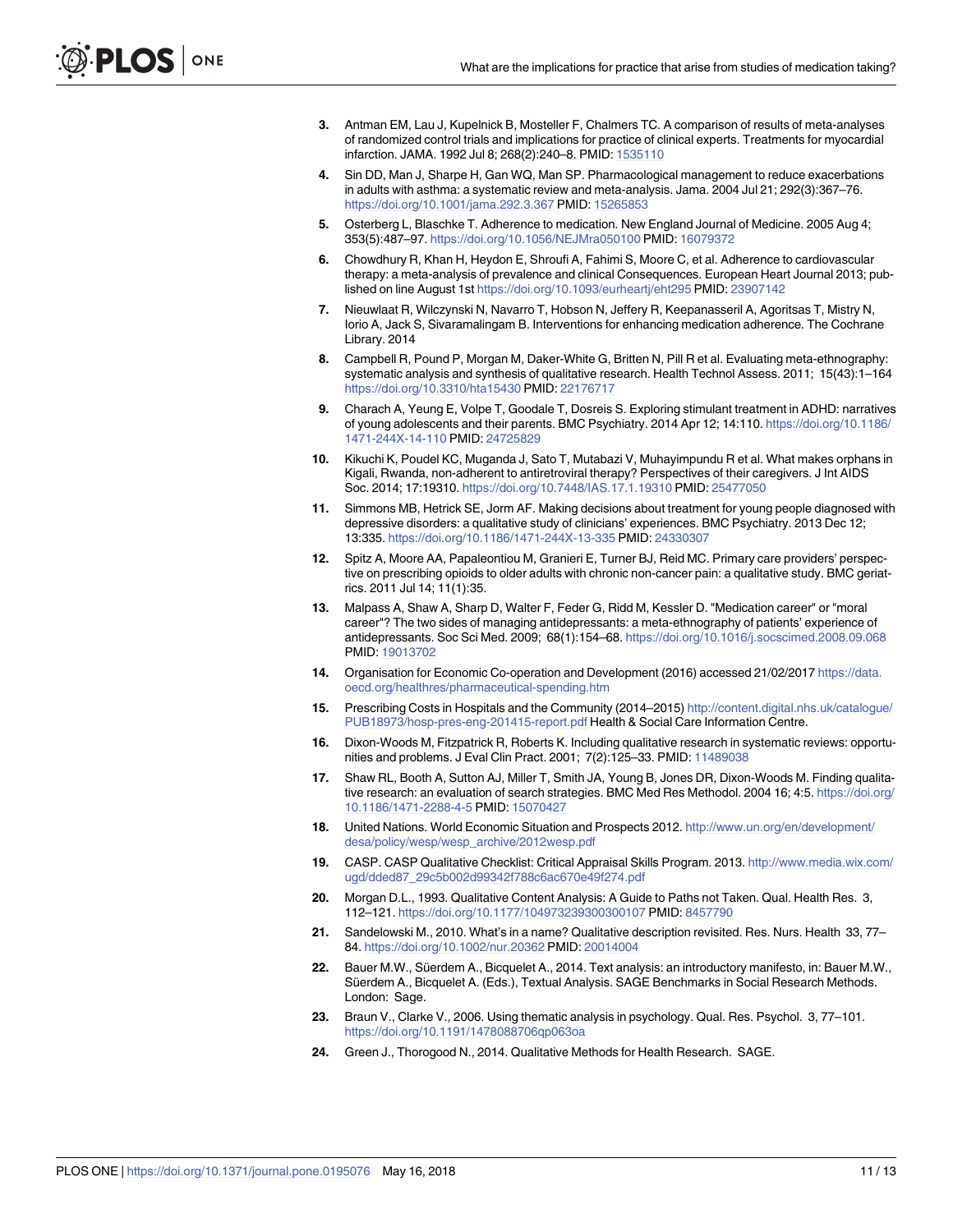3. Antman EM, Lau J, Kupelnick B, Mosteller F, Chalmers TC. A comparison of results of meta-analyses of randomized control trials and implications for practice of clinical experts. Treatments for myocardial infarction. JAMA. 1992 Jul 8; 268(2):240–8. PMID: 1535110
4. Sin DD, Man J, Sharpe H, Gan WQ, Man SP. Pharmacological management to reduce exacerbations in adults with asthma: a systematic review and meta-analysis. Jama. 2004 Jul 21; 292(3):367–76. https://doi.org/10.1001/jama.292.3.367 PMID: 15265853
5. Osterberg L, Blaschke T. Adherence to medication. New England Journal of Medicine. 2005 Aug 4; 353(5):487–97. https://doi.org/10.1056/NEJMra050100 PMID: 16079372
6. Chowdhury R, Khan H, Heydon E, Shroufi A, Fahimi S, Moore C, et al. Adherence to cardiovascular therapy: a meta-analysis of prevalence and clinical Consequences. European Heart Journal 2013; published on line August 1st https://doi.org/10.1093/eurheartj/eht295 PMID: 23907142
7. Nieuwlaat R, Wilczynski N, Navarro T, Hobson N, Jeffery R, Keepanasseril A, Agoritsas T, Mistry N, Iorio A, Jack S, Sivaramalingam B. Interventions for enhancing medication adherence. The Cochrane Library. 2014
8. Campbell R, Pound P, Morgan M, Daker-White G, Britten N, Pill R et al. Evaluating meta-ethnography: systematic analysis and synthesis of qualitative research. Health Technol Assess. 2011; 15(43):1–164 https://doi.org/10.3310/hta15430 PMID: 22176717
9. Charach A, Yeung E, Volpe T, Goodale T, Dosreis S. Exploring stimulant treatment in ADHD: narratives of young adolescents and their parents. BMC Psychiatry. 2014 Apr 12; 14:110. https://doi.org/10.1186/1471-244X-14-110 PMID: 24725829
10. Kikuchi K, Poudel KC, Muganda J, Sato T, Mutabazi V, Muhayimpundu R et al. What makes orphans in Kigali, Rwanda, non-adherent to antiretroviral therapy? Perspectives of their caregivers. J Int AIDS Soc. 2014; 17:19310. https://doi.org/10.7448/IAS.17.1.19310 PMID: 25477050
11. Simmons MB, Hetrick SE, Jorm AF. Making decisions about treatment for young people diagnosed with depressive disorders: a qualitative study of clinicians' experiences. BMC Psychiatry. 2013 Dec 12; 13:335. https://doi.org/10.1186/1471-244X-13-335 PMID: 24330307
12. Spitz A, Moore AA, Papaleontiou M, Granieri E, Turner BJ, Reid MC. Primary care providers' perspective on prescribing opioids to older adults with chronic non-cancer pain: a qualitative study. BMC geriatrics. 2011 Jul 14; 11(1):35.
13. Malpass A, Shaw A, Sharp D, Walter F, Feder G, Ridd M, Kessler D. "Medication career" or "moral career"? The two sides of managing antidepressants: a meta-ethnography of patients' experience of antidepressants. Soc Sci Med. 2009; 68(1):154–68. https://doi.org/10.1016/j.socscimed.2008.09.068 PMID: 19013702
14. Organisation for Economic Co-operation and Development (2016) accessed 21/02/2017 https://data.oecd.org/healthres/pharmaceutical-spending.htm
15. Prescribing Costs in Hospitals and the Community (2014–2015) http://content.digital.nhs.uk/catalogue/PUB18973/hosp-pres-eng-201415-report.pdf Health & Social Care Information Centre.
16. Dixon-Woods M, Fitzpatrick R, Roberts K. Including qualitative research in systematic reviews: opportunities and problems. J Eval Clin Pract. 2001; 7(2):125–33. PMID: 11489038
17. Shaw RL, Booth A, Sutton AJ, Miller T, Smith JA, Young B, Jones DR, Dixon-Woods M. Finding qualitative research: an evaluation of search strategies. BMC Med Res Methodol. 2004 16; 4:5. https://doi.org/10.1186/1471-2288-4-5 PMID: 15070427
18. United Nations. World Economic Situation and Prospects 2012. http://www.un.org/en/development/desa/policy/wesp/wesp_archive/2012wesp.pdf
19. CASP. CASP Qualitative Checklist: Critical Appraisal Skills Program. 2013. http://www.media.wix.com/ugd/dded87_29c5b002d99342f788c6ac670e49f274.pdf
20. Morgan D.L., 1993. Qualitative Content Analysis: A Guide to Paths not Taken. Qual. Health Res. 3, 112–121. https://doi.org/10.1177/104973239300300107 PMID: 8457790
21. Sandelowski M., 2010. What's in a name? Qualitative description revisited. Res. Nurs. Health 33, 77–84. https://doi.org/10.1002/nur.20362 PMID: 20014004
22. Bauer M.W., Süerdem A., Bicquelet A., 2014. Text analysis: an introductory manifesto, in: Bauer M.W., Süerdem A., Bicquelet A. (Eds.), Textual Analysis. SAGE Benchmarks in Social Research Methods. London: Sage.
23. Braun V., Clarke V., 2006. Using thematic analysis in psychology. Qual. Res. Psychol. 3, 77–101. https://doi.org/10.1191/1478088706qp063oa
24. Green J., Thorogood N., 2014. Qualitative Methods for Health Research. SAGE.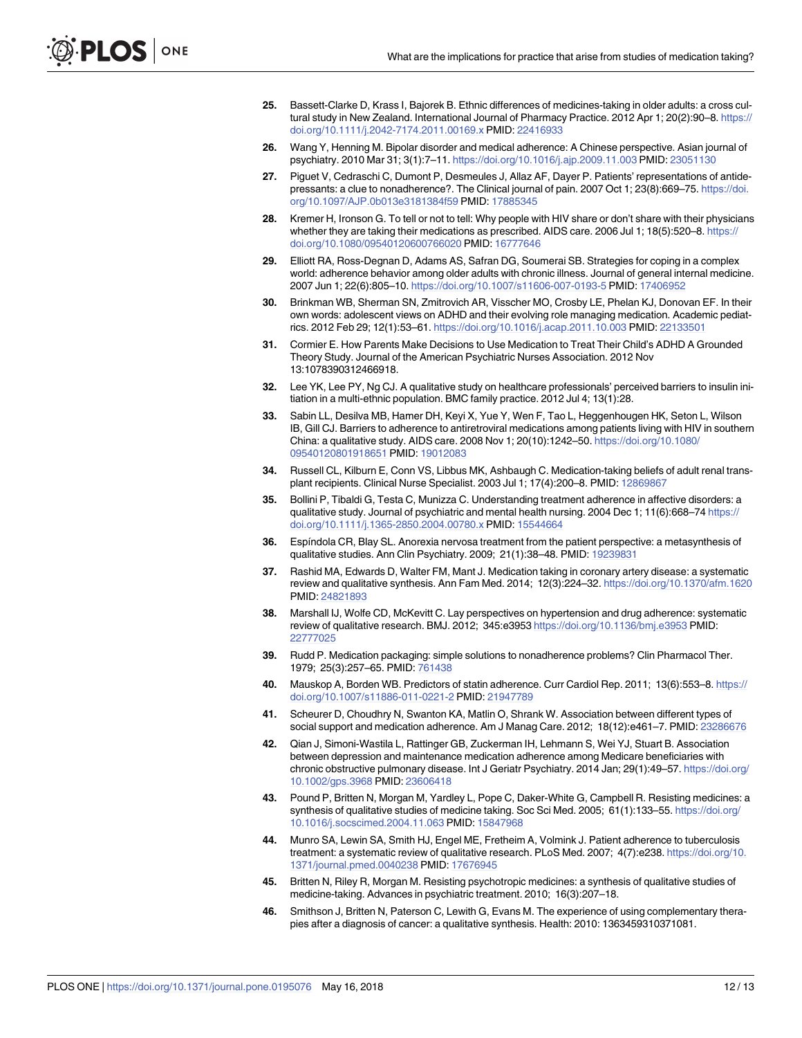25. Bassett-Clarke D, Krass I, Bajorek B. Ethnic differences of medicines-taking in older adults: a cross cultural study in New Zealand. International Journal of Pharmacy Practice. 2012 Apr 1; 20(2):90–8. https://doi.org/10.1111/j.2042-7174.2011.00169.x PMID: 22416933

26. Wang Y, Henning M. Bipolar disorder and medical adherence: A Chinese perspective. Asian journal of psychiatry. 2010 Mar 31; 3(1):7–11. https://doi.org/10.1016/j.ajp.2009.11.003 PMID: 23051130

27. Piguet V, Cedraschi C, Dumont P, Desmeules J, Allaz AF, Dayer P. Patients' representations of antidepressants: a clue to nonadherence?. The Clinical journal of pain. 2007 Oct 1; 23(8):669–75. https://doi.org/10.1097/AJP.0b013e3181384f59 PMID: 17885345

28. Kremer H, Ironson G. To tell or not to tell: Why people with HIV share or don't share with their physicians whether they are taking their medications as prescribed. AIDS care. 2006 Jul 1; 18(5):520–8. https://doi.org/10.1080/09540120600766020 PMID: 16777646

29. Elliott RA, Ross-Degnan D, Adams AS, Safran DG, Soumerai SB. Strategies for coping in a complex world: adherence behavior among older adults with chronic illness. Journal of general internal medicine. 2007 Jun 1; 22(6):805–10. https://doi.org/10.1007/s11606-007-0193-5 PMID: 17406952

30. Brinkman WB, Sherman SN, Zmitrovich AR, Visscher MO, Crosby LE, Phelan KJ, Donovan EF. In their own words: adolescent views on ADHD and their evolving role managing medication. Academic pediatrics. 2012 Feb 29; 12(1):53–61. https://doi.org/10.1016/j.acap.2011.10.003 PMID: 22133501

31. Cormier E. How Parents Make Decisions to Use Medication to Treat Their Child's ADHD A Grounded Theory Study. Journal of the American Psychiatric Nurses Association. 2012 Nov 13:1078390312466918.

32. Lee YK, Lee PY, Ng CJ. A qualitative study on healthcare professionals' perceived barriers to insulin initiation in a multi-ethnic population. BMC family practice. 2012 Jul 4; 13(1):28.

33. Sabin LL, Desilva MB, Hamer DH, Keyi X, Yue Y, Wen F, Tao L, Heggenhougen HK, Seton L, Wilson IB, Gill CJ. Barriers to adherence to antiretroviral medications among patients living with HIV in southern China: a qualitative study. AIDS care. 2008 Nov 1; 20(10):1242–50. https://doi.org/10.1080/09540120801918651 PMID: 19012083

34. Russell CL, Kilburn E, Conn VS, Libbus MK, Ashbaugh C. Medication-taking beliefs of adult renal transplant recipients. Clinical Nurse Specialist. 2003 Jul 1; 17(4):200–8. PMID: 12869867

35. Bollini P, Tibaldi G, Testa C, Munizza C. Understanding treatment adherence in affective disorders: a qualitative study. Journal of psychiatric and mental health nursing. 2004 Dec 1; 11(6):668–74 https://doi.org/10.1111/j.1365-2850.2004.00780.x PMID: 15544664

36. Espíndola CR, Blay SL. Anorexia nervosa treatment from the patient perspective: a metasynthesis of qualitative studies. Ann Clin Psychiatry. 2009; 21(1):38–48. PMID: 19239831

37. Rashid MA, Edwards D, Walter FM, Mant J. Medication taking in coronary artery disease: a systematic review and qualitative synthesis. Ann Fam Med. 2014; 12(3):224–32. https://doi.org/10.1370/afm.1620 PMID: 24821893

38. Marshall IJ, Wolfe CD, McKevitt C. Lay perspectives on hypertension and drug adherence: systematic review of qualitative research. BMJ. 2012; 345:e3953 https://doi.org/10.1136/bmj.e3953 PMID: 22777025

39. Rudd P. Medication packaging: simple solutions to nonadherence problems? Clin Pharmacol Ther. 1979; 25(3):257–65. PMID: 761438

40. Mauskop A, Borden WB. Predictors of statin adherence. Curr Cardiol Rep. 2011; 13(6):553–8. https://doi.org/10.1007/s11886-011-0221-2 PMID: 21947789

41. Scheurer D, Choudhry N, Swanton KA, Matlin O, Shrank W. Association between different types of social support and medication adherence. Am J Manag Care. 2012; 18(12):e461–7. PMID: 23286676

42. Qian J, Simoni-Wastila L, Rattinger GB, Zuckerman IH, Lehmann S, Wei YJ, Stuart B. Association between depression and maintenance medication adherence among Medicare beneficiaries with chronic obstructive pulmonary disease. Int J Geriatr Psychiatry. 2014 Jan; 29(1):49–57. https://doi.org/10.1002/gps.3968 PMID: 23606418

43. Pound P, Britten N, Morgan M, Yardley L, Pope C, Daker-White G, Campbell R. Resisting medicines: a synthesis of qualitative studies of medicine taking. Soc Sci Med. 2005; 61(1):133–55. https://doi.org/10.1016/j.socscimed.2004.11.063 PMID: 15847968

44. Munro SA, Lewin SA, Smith HJ, Engel ME, Fretheim A, Volmink J. Patient adherence to tuberculosis treatment: a systematic review of qualitative research. PLoS Med. 2007; 4(7):e238. https://doi.org/10.1371/journal.pmed.0040238 PMID: 17676945

45. Britten N, Riley R, Morgan M. Resisting psychotropic medicines: a synthesis of qualitative studies of medicine-taking. Advances in psychiatric treatment. 2010; 16(3):207–18.

46. Smithson J, Britten N, Paterson C, Lewith G, Evans M. The experience of using complementary therapies after a diagnosis of cancer: a qualitative synthesis. Health: 2010: 1363459310371081.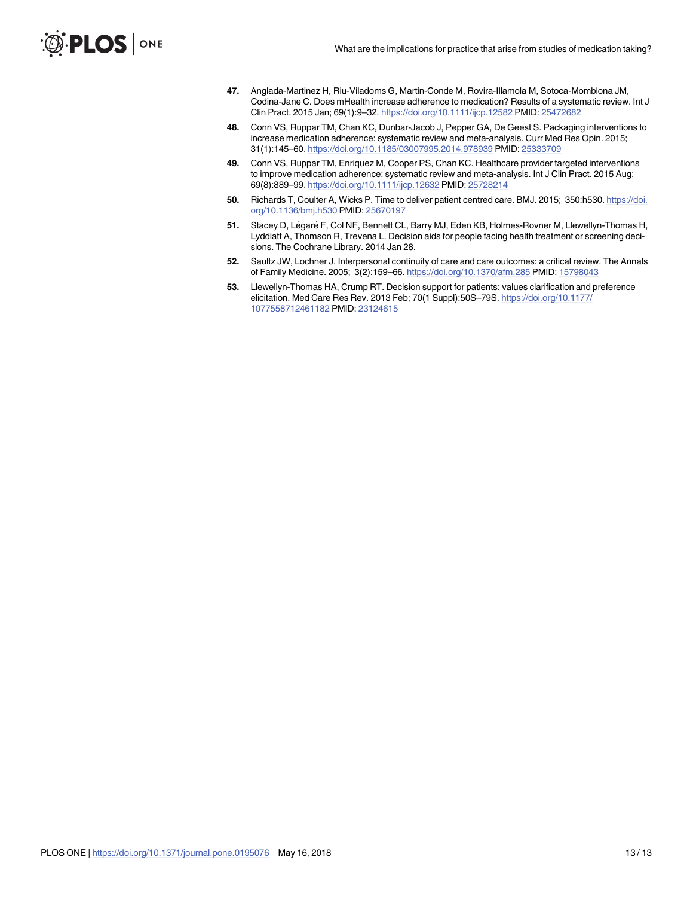47. Anglada-Martinez H, Riu-Viladoms G, Martin-Conde M, Rovira-Illamola M, Sotoca-Momblona JM, Codina-Jane C. Does mHealth increase adherence to medication? Results of a systematic review. Int J Clin Pract. 2015 Jan; 69(1):9–32. https://doi.org/10.1111/ijcp.12582 PMID: 25472682

48. Conn VS, Ruppar TM, Chan KC, Dunbar-Jacob J, Pepper GA, De Geest S. Packaging interventions to increase medication adherence: systematic review and meta-analysis. Curr Med Res Opin. 2015; 31(1):145–60. https://doi.org/10.1185/03007995.2014.978939 PMID: 25333709

49. Conn VS, Ruppar TM, Enriquez M, Cooper PS, Chan KC. Healthcare provider targeted interventions to improve medication adherence: systematic review and meta-analysis. Int J Clin Pract. 2015 Aug; 69(8):889–99. https://doi.org/10.1111/ijcp.12632 PMID: 25728214

50. Richards T, Coulter A, Wicks P. Time to deliver patient centred care. BMJ. 2015; 350:h530. https://doi.org/10.1136/bmj.h530 PMID: 25670197

51. Stacey D, Légaré F, Col NF, Bennett CL, Barry MJ, Eden KB, Holmes-Rovner M, Llewellyn-Thomas H, Lyddiatt A, Thomson R, Trevena L. Decision aids for people facing health treatment or screening decisions. The Cochrane Library. 2014 Jan 28.

52. Saultz JW, Lochner J. Interpersonal continuity of care and care outcomes: a critical review. The Annals of Family Medicine. 2005; 3(2):159–66. https://doi.org/10.1370/afm.285 PMID: 15798043

53. Llewellyn-Thomas HA, Crump RT. Decision support for patients: values clarification and preference elicitation. Med Care Res Rev. 2013 Feb; 70(1 Suppl):50S–79S. https://doi.org/10.1177/1077558712461182 PMID: 23124615